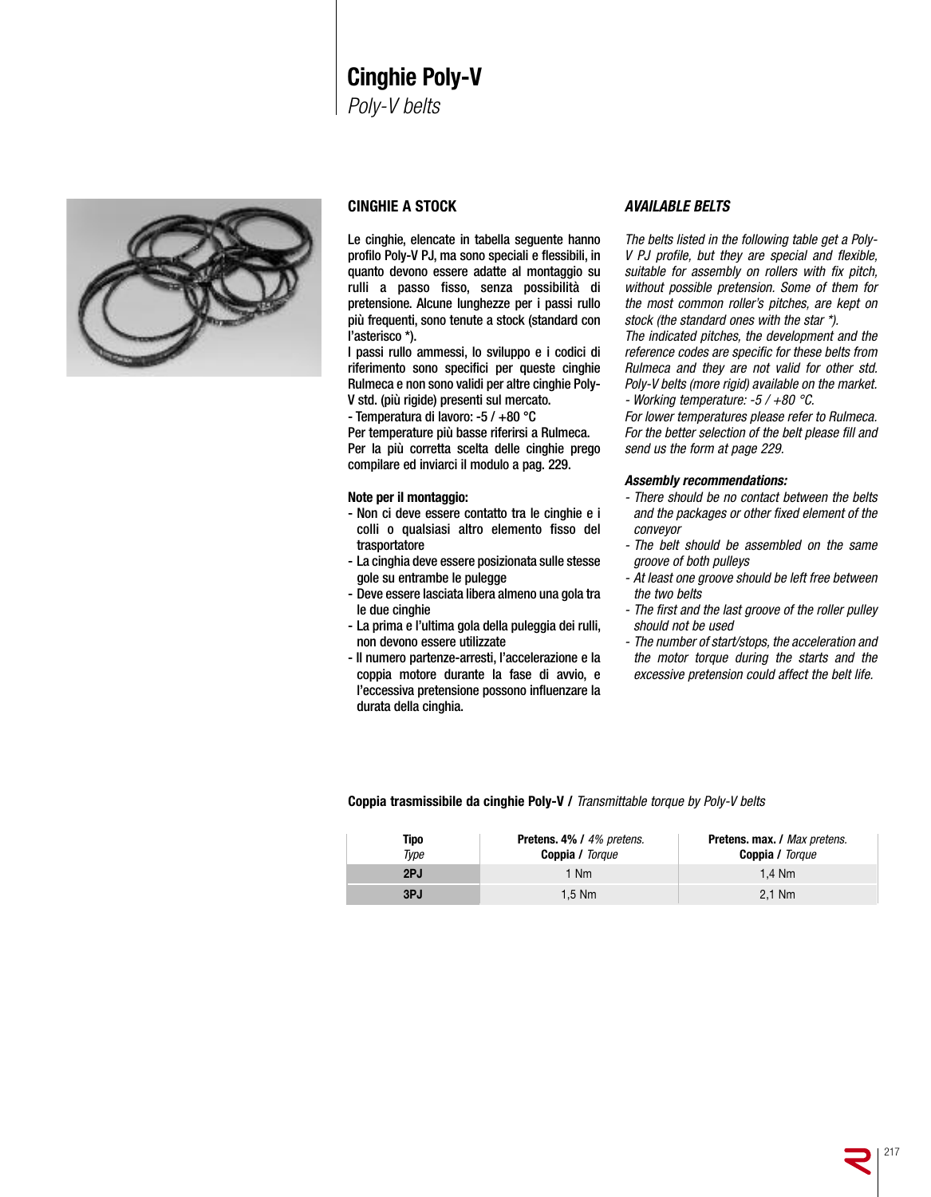# Cinghie Poly-V

*Poly-V belts*

## CINGHIE A STOCK

Le cinghie, elencate in tabella seguente hanno profilo Poly-V PJ, ma sono speciali e flessibili, in quanto devono essere adatte al montaggio su rulli a passo fisso, senza possibilità di pretensione. Alcune lunghezze per i passi rullo più frequenti, sono tenute a stock (standard con l'asterisco *).

I passi rullo ammessi, lo sviluppo e i codici di riferimento sono specifici per queste cinghie Rulmeca e non sono validi per altre cinghie Poly-V std. (più rigide) presenti sul mercato.

- Temperatura di lavoro: -5 / +80 °C

Per temperature più basse riferirsi a Rulmeca.

Per la più corretta scelta delle cinghie prego compilare ed inviarci il modulo a pag. 229.

**Note per il montaggio:**

- Non ci deve essere contatto tra le cinghie e i colli o qualsiasi altro elemento fisso del trasportatore
- La cinghia deve essere posizionata sulle stesse gole su entrambe le pulegge
- Deve essere lasciata libera almeno una gola tra le due cinghie
- La prima e l'ultima gola della puleggia dei rulli, non devono essere utilizzate
- Il numero partenze-arresti, l'accelerazione e la coppia motore durante la fase di avvio, e l'eccessiva pretensione possono influenzare la durata della cinghia.

## *AVAILABLE BELTS*

*The belts listed in the following table get a Poly-V PJ profile, but they are special and flexible, suitable for assembly on rollers with fix pitch, without possible pretension. Some of them for the most common roller's pitches, are kept on stock (the standard ones with the star *).*

*The indicated pitches, the development and the reference codes are specific for these belts from Rulmeca and they are not valid for other std. Poly-V belts (more rigid) available on the market.*

*- Working temperature: -5 / +80 °C.*

*For lower temperatures please refer to Rulmeca.*

*For the better selection of the belt please fill and send us the form at page 229.*

***Assembly recommendations:***

- *There should be no contact between the belts and the packages or other fixed element of the conveyor*
- *The belt should be assembled on the same groove of both pulleys*
- *At least one groove should be left free between the two belts*
- *The first and the last groove of the roller pulley should not be used*
- *The number of start/stops, the acceleration and the motor torque during the starts and the excessive pretension could affect the belt life.*

**Coppia trasmissibile da cinghie Poly-V /** *Transmittable torque by Poly-V belts*

| **Tipo** / *Type* | **Pretens. 4% /** *4% pretens.* **Coppia /** *Torque* | **Pretens. max. /** *Max pretens.* **Coppia /** *Torque* |
|---|---|---|
| **2PJ** | 1 Nm | 1,4 Nm |
| **3PJ** | 1,5 Nm | 2,1 Nm |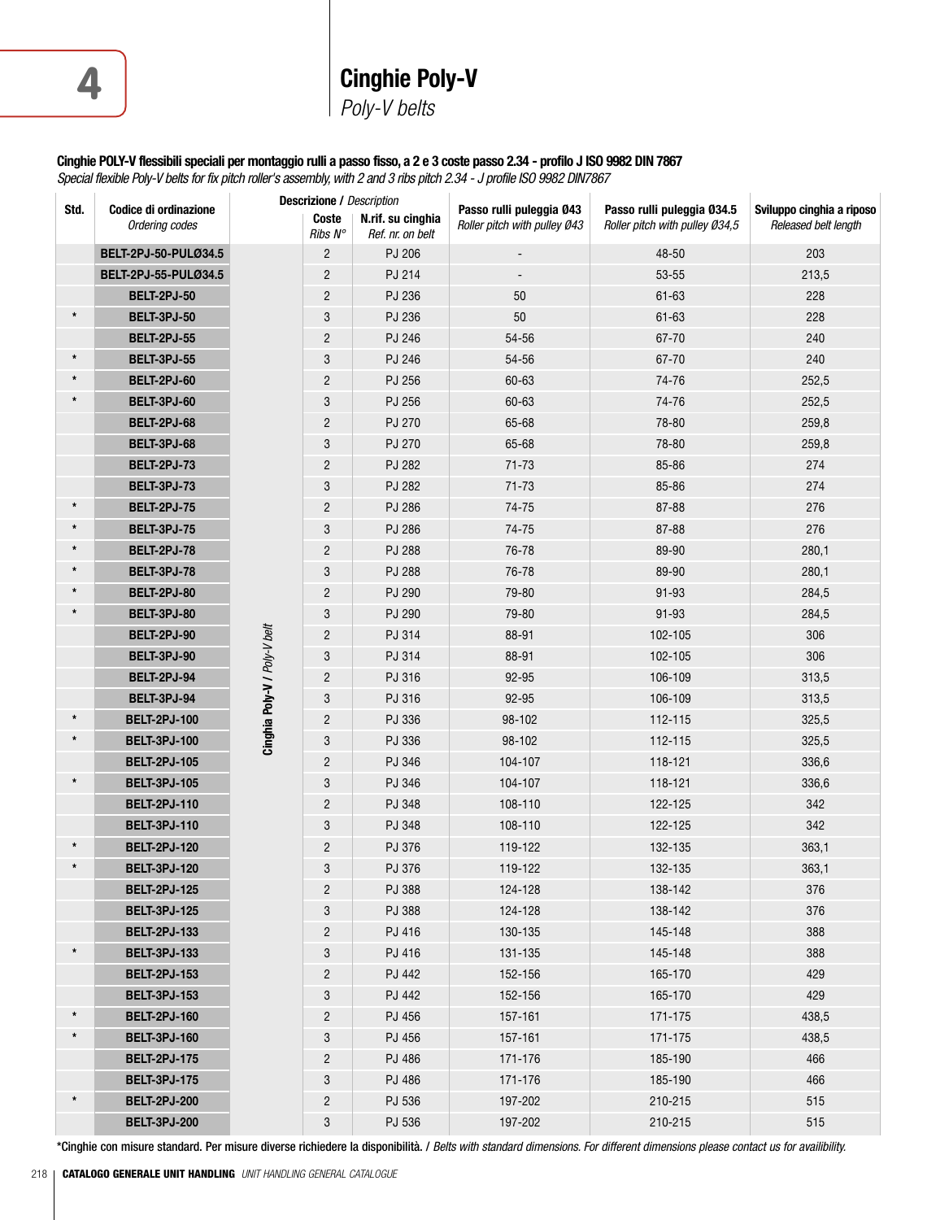# Cinghie Poly-V

*Poly-V belts*

**Cinghie POLY-V flessibili speciali per montaggio rulli a passo fisso, a 2 e 3 coste passo 2.34 - profilo J ISO 9982 DIN 7867**

*Special flexible Poly-V belts for fix pitch roller's assembly, with 2 and 3 ribs pitch 2.34 - J profile ISO 9982 DIN7867*

| Std. | Codice di ordinazione *Ordering codes* | Descrizione / *Description* | Coste *Ribs N°* | N.rif. su cinghia *Ref. nr. on belt* | Passo rulli puleggia Ø43 *Roller pitch with pulley Ø43* | Passo rulli puleggia Ø34.5 *Roller pitch with pulley Ø34,5* | Sviluppo cinghia a riposo *Released belt length* |
|---|---|---|---|---|---|---|---|
| | BELT-2PJ-50-PULØ34.5 | Cinghia Poly-V / *Poly-V belt* | 2 | PJ 206 | - | 48-50 | 203 |
| | BELT-2PJ-55-PULØ34.5 | | 2 | PJ 214 | - | 53-55 | 213,5 |
| | BELT-2PJ-50 | | 2 | PJ 236 | 50 | 61-63 | 228 |
| * | BELT-3PJ-50 | | 3 | PJ 236 | 50 | 61-63 | 228 |
| | BELT-2PJ-55 | | 2 | PJ 246 | 54-56 | 67-70 | 240 |
| * | BELT-3PJ-55 | | 3 | PJ 246 | 54-56 | 67-70 | 240 |
| * | BELT-2PJ-60 | | 2 | PJ 256 | 60-63 | 74-76 | 252,5 |
| * | BELT-3PJ-60 | | 3 | PJ 256 | 60-63 | 74-76 | 252,5 |
| | BELT-2PJ-68 | | 2 | PJ 270 | 65-68 | 78-80 | 259,8 |
| | BELT-3PJ-68 | | 3 | PJ 270 | 65-68 | 78-80 | 259,8 |
| | BELT-2PJ-73 | | 2 | PJ 282 | 71-73 | 85-86 | 274 |
| | BELT-3PJ-73 | | 3 | PJ 282 | 71-73 | 85-86 | 274 |
| * | BELT-2PJ-75 | | 2 | PJ 286 | 74-75 | 87-88 | 276 |
| * | BELT-3PJ-75 | | 3 | PJ 286 | 74-75 | 87-88 | 276 |
| * | BELT-2PJ-78 | | 2 | PJ 288 | 76-78 | 89-90 | 280,1 |
| * | BELT-3PJ-78 | | 3 | PJ 288 | 76-78 | 89-90 | 280,1 |
| * | BELT-2PJ-80 | | 2 | PJ 290 | 79-80 | 91-93 | 284,5 |
| * | BELT-3PJ-80 | | 3 | PJ 290 | 79-80 | 91-93 | 284,5 |
| | BELT-2PJ-90 | | 2 | PJ 314 | 88-91 | 102-105 | 306 |
| | BELT-3PJ-90 | | 3 | PJ 314 | 88-91 | 102-105 | 306 |
| | BELT-2PJ-94 | | 2 | PJ 316 | 92-95 | 106-109 | 313,5 |
| | BELT-3PJ-94 | | 3 | PJ 316 | 92-95 | 106-109 | 313,5 |
| * | BELT-2PJ-100 | | 2 | PJ 336 | 98-102 | 112-115 | 325,5 |
| * | BELT-3PJ-100 | | 3 | PJ 336 | 98-102 | 112-115 | 325,5 |
| | BELT-2PJ-105 | | 2 | PJ 346 | 104-107 | 118-121 | 336,6 |
| * | BELT-3PJ-105 | | 3 | PJ 346 | 104-107 | 118-121 | 336,6 |
| | BELT-2PJ-110 | | 2 | PJ 348 | 108-110 | 122-125 | 342 |
| | BELT-3PJ-110 | | 3 | PJ 348 | 108-110 | 122-125 | 342 |
| * | BELT-2PJ-120 | | 2 | PJ 376 | 119-122 | 132-135 | 363,1 |
| * | BELT-3PJ-120 | | 3 | PJ 376 | 119-122 | 132-135 | 363,1 |
| | BELT-2PJ-125 | | 2 | PJ 388 | 124-128 | 138-142 | 376 |
| | BELT-3PJ-125 | | 3 | PJ 388 | 124-128 | 138-142 | 376 |
| | BELT-2PJ-133 | | 2 | PJ 416 | 130-135 | 145-148 | 388 |
| * | BELT-3PJ-133 | | 3 | PJ 416 | 131-135 | 145-148 | 388 |
| | BELT-2PJ-153 | | 2 | PJ 442 | 152-156 | 165-170 | 429 |
| | BELT-3PJ-153 | | 3 | PJ 442 | 152-156 | 165-170 | 429 |
| * | BELT-2PJ-160 | | 2 | PJ 456 | 157-161 | 171-175 | 438,5 |
| * | BELT-3PJ-160 | | 3 | PJ 456 | 157-161 | 171-175 | 438,5 |
| | BELT-2PJ-175 | | 2 | PJ 486 | 171-176 | 185-190 | 466 |
| | BELT-3PJ-175 | | 3 | PJ 486 | 171-176 | 185-190 | 466 |
| * | BELT-2PJ-200 | | 2 | PJ 536 | 197-202 | 210-215 | 515 |
| | BELT-3PJ-200 | | 3 | PJ 536 | 197-202 | 210-215 | 515 |

*Cinghie con misure standard. Per misure diverse richiedere la disponibilità. / *Belts with standard dimensions. For different dimensions please contact us for availibility.*